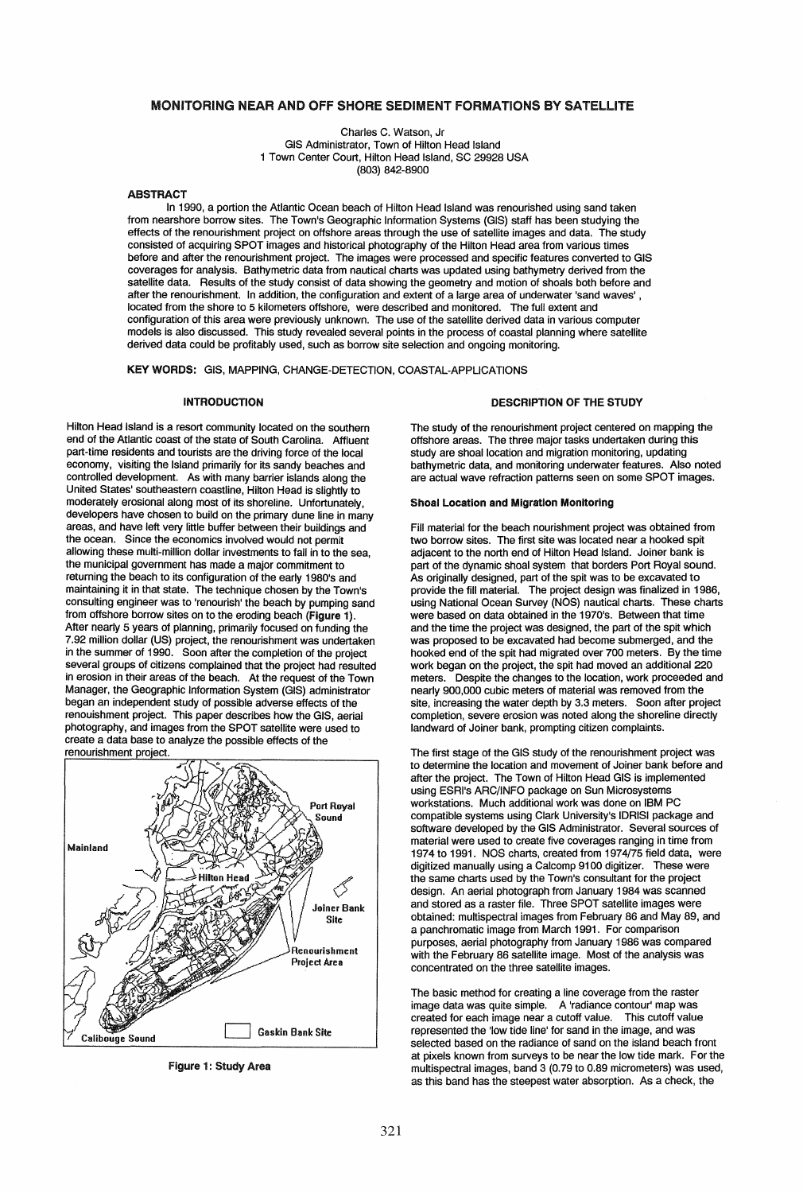# MONITORING NEAR AND OFF SHORE SEDIMENT FORMATIONS BY SATELLITE

Charles C. Watson, Jr
GIS Administrator, Town of Hilton Head Island
1 Town Center Court, Hilton Head Island, SC 29928 USA
(803) 842-8900

### ABSTRACT

In 1990, a portion the Atlantic Ocean beach of Hilton Head Island was renourished using sand taken from nearshore borrow sites. The Town's Geographic Information Systems (GIS) staff has been studying the effects of the renourishment project on offshore areas through the use of satellite images and data. The study consisted of acquiring SPOT images and historical photography of the Hilton Head area from various times before and after the renourishment project. The images were processed and specific features converted to GIS coverages for analysis. Bathymetric data from nautical charts was updated using bathymetry derived from the satellite data. Results of the study consist of data showing the geometry and motion of shoals both before and after the renourishment. In addition, the configuration and extent of a large area of underwater 'sand waves', located from the shore to 5 kilometers offshore, were described and monitored. The full extent and configuration of this area were previously unknown. The use of the satellite derived data in various computer models is also discussed. This study revealed several points in the process of coastal planning where satellite derived data could be profitably used, such as borrow site selection and ongoing monitoring.

**KEY WORDS:** GIS, MAPPING, CHANGE-DETECTION, COASTAL-APPLICATIONS

## INTRODUCTION

Hilton Head Island is a resort community located on the southern end of the Atlantic coast of the state of South Carolina. Affluent part-time residents and tourists are the driving force of the local economy, visiting the Island primarily for its sandy beaches and controlled development. As with many barrier islands along the United States' southeastern coastline, Hilton Head is slightly to moderately erosional along most of its shoreline. Unfortunately, developers have chosen to build on the primary dune line in many areas, and have left very little buffer between their buildings and the ocean. Since the economics involved would not permit allowing these multi-million dollar investments to fall in to the sea, the municipal government has made a major commitment to returning the beach to its configuration of the early 1980's and maintaining it in that state. The technique chosen by the Town's consulting engineer was to 'renourish' the beach by pumping sand from offshore borrow sites on to the eroding beach (**Figure 1**). After nearly 5 years of planning, primarily focused on funding the 7.92 million dollar (US) project, the renourishment was undertaken in the summer of 1990. Soon after the completion of the project several groups of citizens complained that the project had resulted in erosion in their areas of the beach. At the request of the Town Manager, the Geographic Information System (GIS) administrator began an independent study of possible adverse effects of the renouishment project. This paper describes how the GIS, aerial photography, and images from the SPOT satellite were used to create a data base to analyze the possible effects of the renourishment project.

**Figure 1: Study Area**

## DESCRIPTION OF THE STUDY

The study of the renourishment project centered on mapping the offshore areas. The three major tasks undertaken during this study are shoal location and migration monitoring, updating bathymetric data, and monitoring underwater features. Also noted are actual wave refraction patterns seen on some SPOT images.

### Shoal Location and Migration Monitoring

Fill material for the beach nourishment project was obtained from two borrow sites. The first site was located near a hooked spit adjacent to the north end of Hilton Head Island. Joiner bank is part of the dynamic shoal system that borders Port Royal sound. As originally designed, part of the spit was to be excavated to provide the fill material. The project design was finalized in 1986, using National Ocean Survey (NOS) nautical charts. These charts were based on data obtained in the 1970's. Between that time and the time the project was designed, the part of the spit which was proposed to be excavated had become submerged, and the hooked end of the spit had migrated over 700 meters. By the time work began on the project, the spit had moved an additional 220 meters. Despite the changes to the location, work proceeded and nearly 900,000 cubic meters of material was removed from the site, increasing the water depth by 3.3 meters. Soon after project completion, severe erosion was noted along the shoreline directly landward of Joiner bank, prompting citizen complaints.

The first stage of the GIS study of the renourishment project was to determine the location and movement of Joiner bank before and after the project. The Town of Hilton Head GIS is implemented using ESRI's ARC/INFO package on Sun Microsystems workstations. Much additional work was done on IBM PC compatible systems using Clark University's IDRISI package and software developed by the GIS Administrator. Several sources of material were used to create five coverages ranging in time from 1974 to 1991. NOS charts, created from 1974/75 field data, were digitized manually using a Calcomp 9100 digitizer. These were the same charts used by the Town's consultant for the project design. An aerial photograph from January 1984 was scanned and stored as a raster file. Three SPOT satellite images were obtained: multispectral images from February 86 and May 89, and a panchromatic image from March 1991. For comparison purposes, aerial photography from January 1986 was compared with the February 86 satellite image. Most of the analysis was concentrated on the three satellite images.

The basic method for creating a line coverage from the raster image data was quite simple. A 'radiance contour' map was created for each image near a cutoff value. This cutoff value represented the 'low tide line' for sand in the image, and was selected based on the radiance of sand on the island beach front at pixels known from surveys to be near the low tide mark. For the multispectral images, band 3 (0.79 to 0.89 micrometers) was used, as this band has the steepest water absorption. As a check, the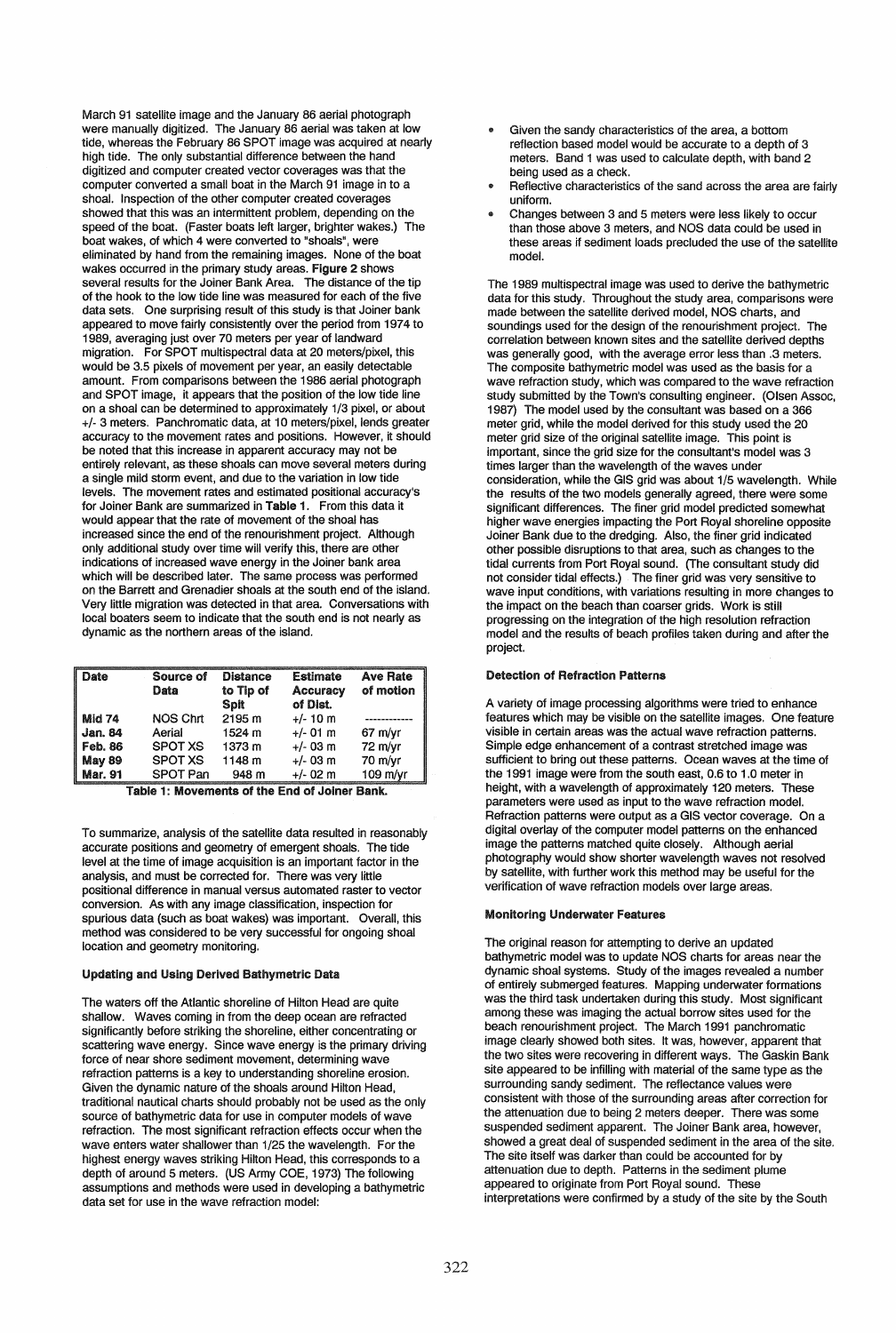March 91 satellite image and the January 86 aerial photograph were manually digitized. The January 86 aerial was taken at low tide, whereas the February 86 SPOT image was acquired at nearly high tide. The only substantial difference between the hand digitized and computer created vector coverages was that the computer converted a small boat in the March 91 image in to a shoal. Inspection of the other computer created coverages showed that this was an intermittent problem, depending on the speed of the boat. (Faster boats left larger, brighter wakes.) The boat wakes, of which 4 were converted to "shoals", were eliminated by hand from the remaining images. None of the boat wakes occurred in the primary study areas. **Figure 2** shows several results for the Joiner Bank Area. The distance of the tip of the hook to the low tide line was measured for each of the five data sets. One surprising result of this study is that Joiner bank appeared to move fairly consistently over the period from 1974 to 1989, averaging just over 70 meters per year of landward migration. For SPOT multispectral data at 20 meters/pixel, this would be 3.5 pixels of movement per year, an easily detectable amount. From comparisons between the 1986 aerial photograph and SPOT image, it appears that the position of the low tide line on a shoal can be determined to approximately 1/3 pixel, or about +/- 3 meters. Panchromatic data, at 10 meters/pixel, lends greater accuracy to the movement rates and positions. However, it should be noted that this increase in apparent accuracy may not be entirely relevant, as these shoals can move several meters during a single mild storm event, and due to the variation in low tide levels. The movement rates and estimated positional accuracy's for Joiner Bank are summarized in **Table 1**. From this data it would appear that the rate of movement of the shoal has increased since the end of the renourishment project. Although only additional study over time will verify this, there are other indications of increased wave energy in the Joiner bank area which will be described later. The same process was performed on the Barrett and Grenadier shoals at the south end of the island. Very little migration was detected in that area. Conversations with local boaters seem to indicate that the south end is not nearly as dynamic as the northern areas of the island.

| Date | Source of Data | Distance to Tip of Spit | Estimate Accuracy of Dist. | Ave Rate of motion |
|---|---|---|---|---|
| Mid 74 | NOS Chrt | 2195 m | +/- 10 m | ------------ |
| Jan. 84 | Aerial | 1524 m | +/- 01 m | 67 m/yr |
| Feb. 86 | SPOT XS | 1373 m | +/- 03 m | 72 m/yr |
| May 89 | SPOT XS | 1148 m | +/- 03 m | 70 m/yr |
| Mar. 91 | SPOT Pan | 948 m | +/- 02 m | 109 m/yr |

**Table 1: Movements of the End of Joiner Bank.**

To summarize, analysis of the satellite data resulted in reasonably accurate positions and geometry of emergent shoals. The tide level at the time of image acquisition is an important factor in the analysis, and must be corrected for. There was very little positional difference in manual versus automated raster to vector conversion. As with any image classification, inspection for spurious data (such as boat wakes) was important. Overall, this method was considered to be very successful for ongoing shoal location and geometry monitoring.

#### Updating and Using Derived Bathymetric Data

The waters off the Atlantic shoreline of Hilton Head are quite shallow. Waves coming in from the deep ocean are refracted significantly before striking the shoreline, either concentrating or scattering wave energy. Since wave energy is the primary driving force of near shore sediment movement, determining wave refraction patterns is a key to understanding shoreline erosion. Given the dynamic nature of the shoals around Hilton Head, traditional nautical charts should probably not be used as the only source of bathymetric data for use in computer models of wave refraction. The most significant refraction effects occur when the wave enters water shallower than 1/25 the wavelength. For the highest energy waves striking Hilton Head, this corresponds to a depth of around 5 meters. (US Army COE, 1973) The following assumptions and methods were used in developing a bathymetric data set for use in the wave refraction model:

- Given the sandy characteristics of the area, a bottom reflection based model would be accurate to a depth of 3 meters. Band 1 was used to calculate depth, with band 2 being used as a check.
- Reflective characteristics of the sand across the area are fairly uniform.
- Changes between 3 and 5 meters were less likely to occur than those above 3 meters, and NOS data could be used in these areas if sediment loads precluded the use of the satellite model.

The 1989 multispectral image was used to derive the bathymetric data for this study. Throughout the study area, comparisons were made between the satellite derived model, NOS charts, and soundings used for the design of the renourishment project. The correlation between known sites and the satellite derived depths was generally good, with the average error less than .3 meters. The composite bathymetric model was used as the basis for a wave refraction study, which was compared to the wave refraction study submitted by the Town's consulting engineer. (Olsen Assoc, 1987) The model used by the consultant was based on a 366 meter grid, while the model derived for this study used the 20 meter grid size of the original satellite image. This point is important, since the grid size for the consultant's model was 3 times larger than the wavelength of the waves under consideration, while the GIS grid was about 1/5 wavelength. While the results of the two models generally agreed, there were some significant differences. The finer grid model predicted somewhat higher wave energies impacting the Port Royal shoreline opposite Joiner Bank due to the dredging. Also, the finer grid indicated other possible disruptions to that area, such as changes to the tidal currents from Port Royal sound. (The consultant study did not consider tidal effects.) The finer grid was very sensitive to wave input conditions, with variations resulting in more changes to the impact on the beach than coarser grids. Work is still progressing on the integration of the high resolution refraction model and the results of beach profiles taken during and after the project.

#### Detection of Refraction Patterns

A variety of image processing algorithms were tried to enhance features which may be visible on the satellite images. One feature visible in certain areas was the actual wave refraction patterns. Simple edge enhancement of a contrast stretched image was sufficient to bring out these patterns. Ocean waves at the time of the 1991 image were from the south east, 0.6 to 1.0 meter in height, with a wavelength of approximately 120 meters. These parameters were used as input to the wave refraction model. Refraction patterns were output as a GIS vector coverage. On a digital overlay of the computer model patterns on the enhanced image the patterns matched quite closely. Although aerial photography would show shorter wavelength waves not resolved by satellite, with further work this method may be useful for the verification of wave refraction models over large areas.

#### Monitoring Underwater Features

The original reason for attempting to derive an updated bathymetric model was to update NOS charts for areas near the dynamic shoal systems. Study of the images revealed a number of entirely submerged features. Mapping underwater formations was the third task undertaken during this study. Most significant among these was imaging the actual borrow sites used for the beach renourishment project. The March 1991 panchromatic image clearly showed both sites. It was, however, apparent that the two sites were recovering in different ways. The Gaskin Bank site appeared to be infilling with material of the same type as the surrounding sandy sediment. The reflectance values were consistent with those of the surrounding areas after correction for the attenuation due to being 2 meters deeper. There was some suspended sediment apparent. The Joiner Bank area, however, showed a great deal of suspended sediment in the area of the site. The site itself was darker than could be accounted for by attenuation due to depth. Patterns in the sediment plume appeared to originate from Port Royal sound. These interpretations were confirmed by a study of the site by the South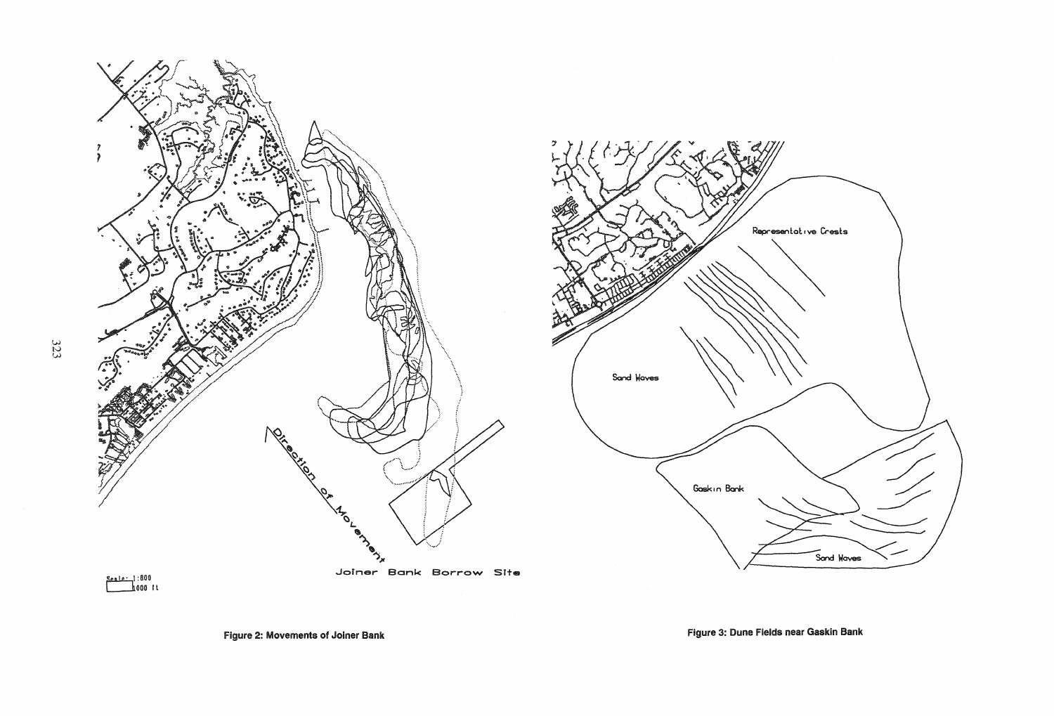Figure 2: Movements of Joiner Bank

Figure 3: Dune Fields near Gaskin Bank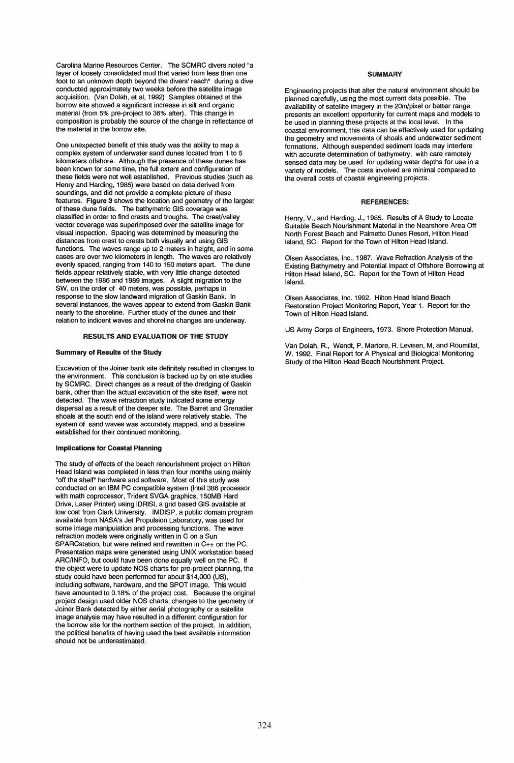Carolina Marine Resources Center. The SCMRC divers noted "a layer of loosely consolidated mud that varied from less than one foot to an unknown depth beyond the divers' reach" during a dive conducted approximately two weeks before the satellite image acquisition. (Van Dolah, et al, 1992) Samples obtained at the borrow site showed a significant increase in silt and organic material (from 5% pre-project to 36% after). This change in composition is probably the source of the change in reflectance of the material in the borrow site.

One unexpected benefit of this study was the ability to map a complex system of underwater sand dunes located from 1 to 5 kilometers offshore. Although the presence of these dunes has been known for some time, the full extent and configuration of these fields were not well established. Previous studies (such as Henry and Harding, 1985) were based on data derived from soundings, and did not provide a complete picture of these features. **Figure 3** shows the location and geometry of the largest of these dune fields. The bathymetric GIS coverage was classified in order to find crests and troughs. The crest/valley vector coverage was superimposed over the satellite image for visual inspection. Spacing was determined by measuring the distances from crest to crests both visually and using GIS functions. The waves range up to 2 meters in height, and in some cases are over two kilometers in length. The waves are relatively evenly spaced, ranging from 140 to 150 meters apart. The dune fields appear relatively stable, with very little change detected between the 1986 and 1989 images. A slight migration to the SW, on the order of 40 meters, was possible, perhaps in response to the slow landward migration of Gaskin Bank. In several instances, the waves appear to extend from Gaskin Bank nearly to the shoreline. Further study of the dunes and their relation to indicent waves and shoreline changes are underway.

## RESULTS AND EVALUATION OF THE STUDY

### Summary of Results of the Study

Excavation of the Joiner bank site definitely resulted in changes to the environment. This conclusion is backed up by on site studies by SCMRC. Direct changes as a result of the dredging of Gaskin bank, other than the actual excavation of the site itself, were not detected. The wave refraction study indicated some energy dispersal as a result of the deeper site. The Barret and Grenadier shoals at the south end of the island were relatively stable. The system of sand waves was accurately mapped, and a baseline established for their continued monitoring.

### Implications for Coastal Planning

The study of effects of the beach renourishment project on Hilton Head Island was completed in less than four months using mainly "off the shelf" hardware and software. Most of this study was conducted on an IBM PC compatible system (Intel 386 processor with math coprocessor, Trident SVGA graphics, 150MB Hard Drive, Laser Printer) using IDRISI, a grid based GIS available at low cost from Clark University. IMDISP, a public domain program available from NASA's Jet Propulsion Laboratory, was used for some image manipulation and processing functions. The wave refraction models were originally written in C on a Sun SPARCstation, but were refined and rewritten in C++ on the PC. Presentation maps were generated using UNIX workstation based ARC/INFO, but could have been done equally well on the PC. If the object were to update NOS charts for pre-project planning, the study could have been performed for about $14,000 (US), including software, hardware, and the SPOT image. This would have amounted to 0.18% of the project cost. Because the original project design used older NOS charts, changes to the geometry of Joiner Bank detected by either aerial photography or a satellite image analysis may have resulted in a different configuration for the borrow site for the northern section of the project. In addition, the political benefits of having used the best available information should not be underestimated.

## SUMMARY

Engineering projects that alter the natural environment should be planned carefully, using the most current data possible. The availability of satellite imagery in the 20m/pixel or better range presents an excellent opportunity for current maps and models to be used in planning these projects at the local level. In the coastal environment, this data can be effectively used for updating the geometry and movements of shoals and underwater sediment formations. Although suspended sediment loads may interfere with accurate determination of bathymetry, with care remotely sensed data may be used for updating water depths for use in a variety of models. The costs involved are minimal compared to the overall costs of coastal engineering projects.

## REFERENCES:

Henry, V., and Harding, J., 1985. Results of A Study to Locate Suitable Beach Nourishment Material in the Nearshore Area Off North Forest Beach and Palmetto Dunes Resort, Hilton Head Island, SC. Report for the Town of Hilton Head Island.

Olsen Associates, Inc., 1987. Wave Refraction Analysis of the Existing Bathymetry and Potential Impact of Offshore Borrowing at Hilton Head Island, SC. Report for the Town of Hilton Head Island.

Olsen Associates, Inc. 1992. Hilton Head Island Beach Restoration Project Monitoring Report, Year 1. Report for the Town of Hilton Head Island.

US Army Corps of Engineers, 1973. Shore Protection Manual.

Van Dolah, R., Wendt, P. Martore, R. Levisen, M, and Roumillat, W. 1992. Final Report for A Physical and Biological Monitoring Study of the Hilton Head Beach Nourishment Project.